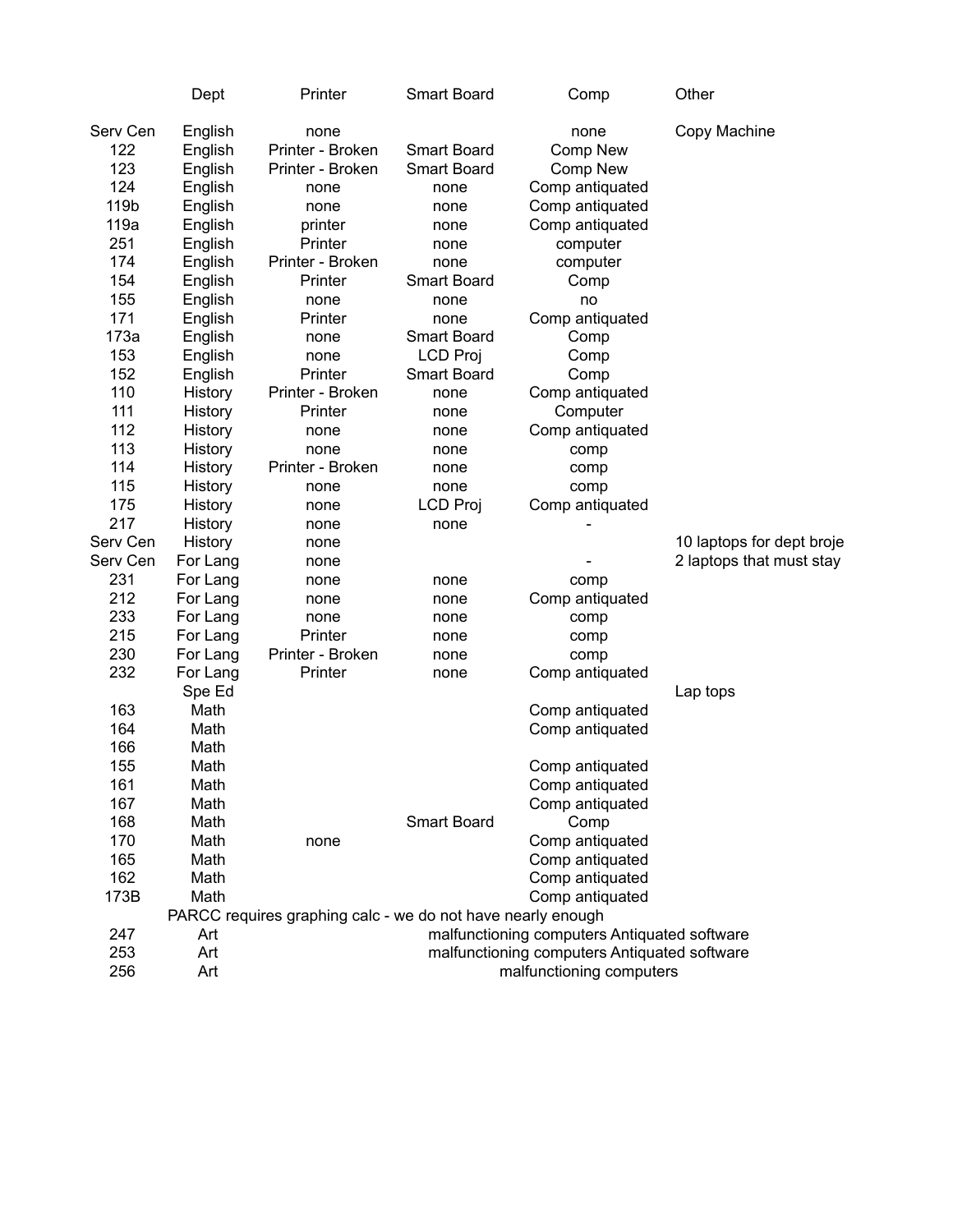| | Dept | Printer | Smart Board | Comp | Other |
|---|---|---|---|---|---|
| Serv Cen | English | none | | none | Copy Machine |
| 122 | English | Printer - Broken | Smart Board | Comp New | |
| 123 | English | Printer - Broken | Smart Board | Comp New | |
| 124 | English | none | none | Comp antiquated | |
| 119b | English | none | none | Comp antiquated | |
| 119a | English | printer | none | Comp antiquated | |
| 251 | English | Printer | none | computer | |
| 174 | English | Printer - Broken | none | computer | |
| 154 | English | Printer | Smart Board | Comp | |
| 155 | English | none | none | no | |
| 171 | English | Printer | none | Comp antiquated | |
| 173a | English | none | Smart Board | Comp | |
| 153 | English | none | LCD Proj | Comp | |
| 152 | English | Printer | Smart Board | Comp | |
| 110 | History | Printer - Broken | none | Comp antiquated | |
| 111 | History | Printer | none | Computer | |
| 112 | History | none | none | Comp antiquated | |
| 113 | History | none | none | comp | |
| 114 | History | Printer - Broken | none | comp | |
| 115 | History | none | none | comp | |
| 175 | History | none | LCD Proj | Comp antiquated | |
| 217 | History | none | none | - | |
| Serv Cen | History | none | | | 10 laptops for dept broje |
| Serv Cen | For Lang | none | | - | 2 laptops that must stay |
| 231 | For Lang | none | none | comp | |
| 212 | For Lang | none | none | Comp antiquated | |
| 233 | For Lang | none | none | comp | |
| 215 | For Lang | Printer | none | comp | |
| 230 | For Lang | Printer - Broken | none | comp | |
| 232 | For Lang | Printer | none | Comp antiquated | |
| | Spe Ed | | | | Lap tops |
| 163 | Math | | | Comp antiquated | |
| 164 | Math | | | Comp antiquated | |
| 166 | Math | | | | |
| 155 | Math | | | Comp antiquated | |
| 161 | Math | | | Comp antiquated | |
| 167 | Math | | | Comp antiquated | |
| 168 | Math | | Smart Board | Comp | |
| 170 | Math | none | | Comp antiquated | |
| 165 | Math | | | Comp antiquated | |
| 162 | Math | | | Comp antiquated | |
| 173B | Math | | | Comp antiquated | |
| | PARCC requires graphing calc - we do not have nearly enough | | | | |
| 247 | Art | | malfunctioning computers Antiquated software | | |
| 253 | Art | | malfunctioning computers Antiquated software | | |
| 256 | Art | | | malfunctioning computers | |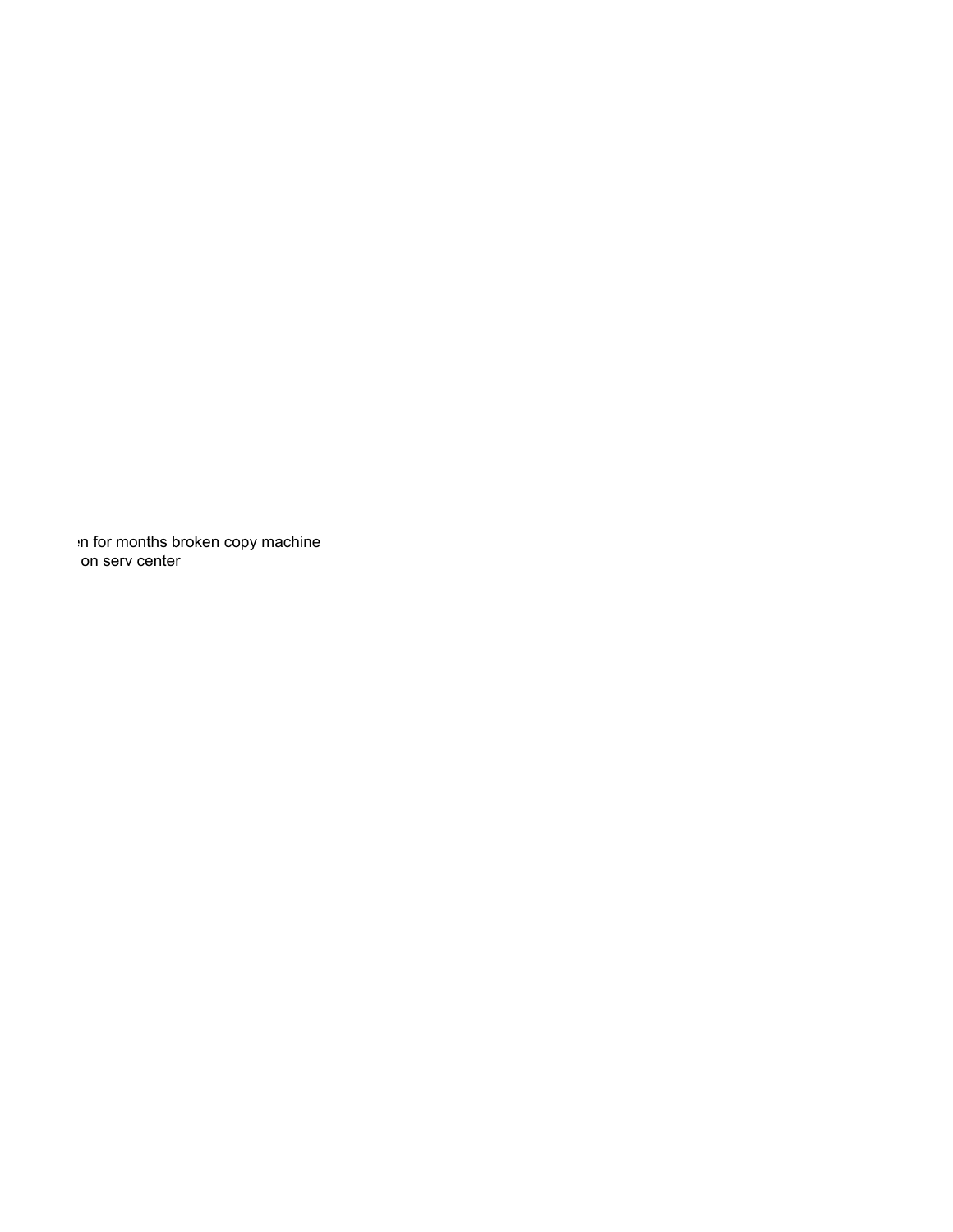en for months broken copy machine
on serv center